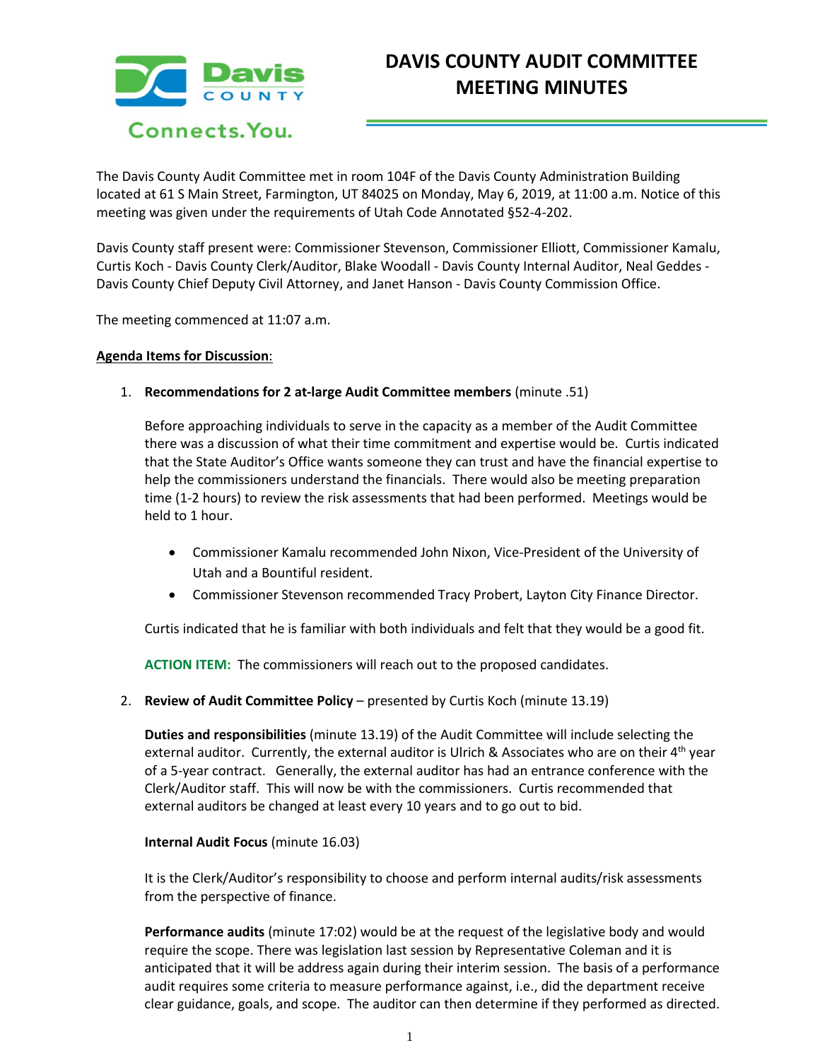# DAVIS COUNTY AUDIT COMMITTEE MEETING MINUTES

The Davis County Audit Committee met in room 104F of the Davis County Administration Building located at 61 S Main Street, Farmington, UT 84025 on Monday, May 6, 2019, at 11:00 a.m. Notice of this meeting was given under the requirements of Utah Code Annotated §52-4-202.

Davis County staff present were: Commissioner Stevenson, Commissioner Elliott, Commissioner Kamalu, Curtis Koch - Davis County Clerk/Auditor, Blake Woodall - Davis County Internal Auditor, Neal Geddes - Davis County Chief Deputy Civil Attorney, and Janet Hanson - Davis County Commission Office.

The meeting commenced at 11:07 a.m.

**Agenda Items for Discussion**:

1. **Recommendations for 2 at-large Audit Committee members** (minute .51)

   Before approaching individuals to serve in the capacity as a member of the Audit Committee there was a discussion of what their time commitment and expertise would be. Curtis indicated that the State Auditor's Office wants someone they can trust and have the financial expertise to help the commissioners understand the financials. There would also be meeting preparation time (1-2 hours) to review the risk assessments that had been performed. Meetings would be held to 1 hour.

   - Commissioner Kamalu recommended John Nixon, Vice-President of the University of Utah and a Bountiful resident.
   - Commissioner Stevenson recommended Tracy Probert, Layton City Finance Director.

   Curtis indicated that he is familiar with both individuals and felt that they would be a good fit.

   **ACTION ITEM:** The commissioners will reach out to the proposed candidates.

2. **Review of Audit Committee Policy** – presented by Curtis Koch (minute 13.19)

   **Duties and responsibilities** (minute 13.19) of the Audit Committee will include selecting the external auditor. Currently, the external auditor is Ulrich & Associates who are on their 4th year of a 5-year contract. Generally, the external auditor has had an entrance conference with the Clerk/Auditor staff. This will now be with the commissioners. Curtis recommended that external auditors be changed at least every 10 years and to go out to bid.

   **Internal Audit Focus** (minute 16.03)

   It is the Clerk/Auditor's responsibility to choose and perform internal audits/risk assessments from the perspective of finance.

   **Performance audits** (minute 17:02) would be at the request of the legislative body and would require the scope. There was legislation last session by Representative Coleman and it is anticipated that it will be address again during their interim session. The basis of a performance audit requires some criteria to measure performance against, i.e., did the department receive clear guidance, goals, and scope. The auditor can then determine if they performed as directed.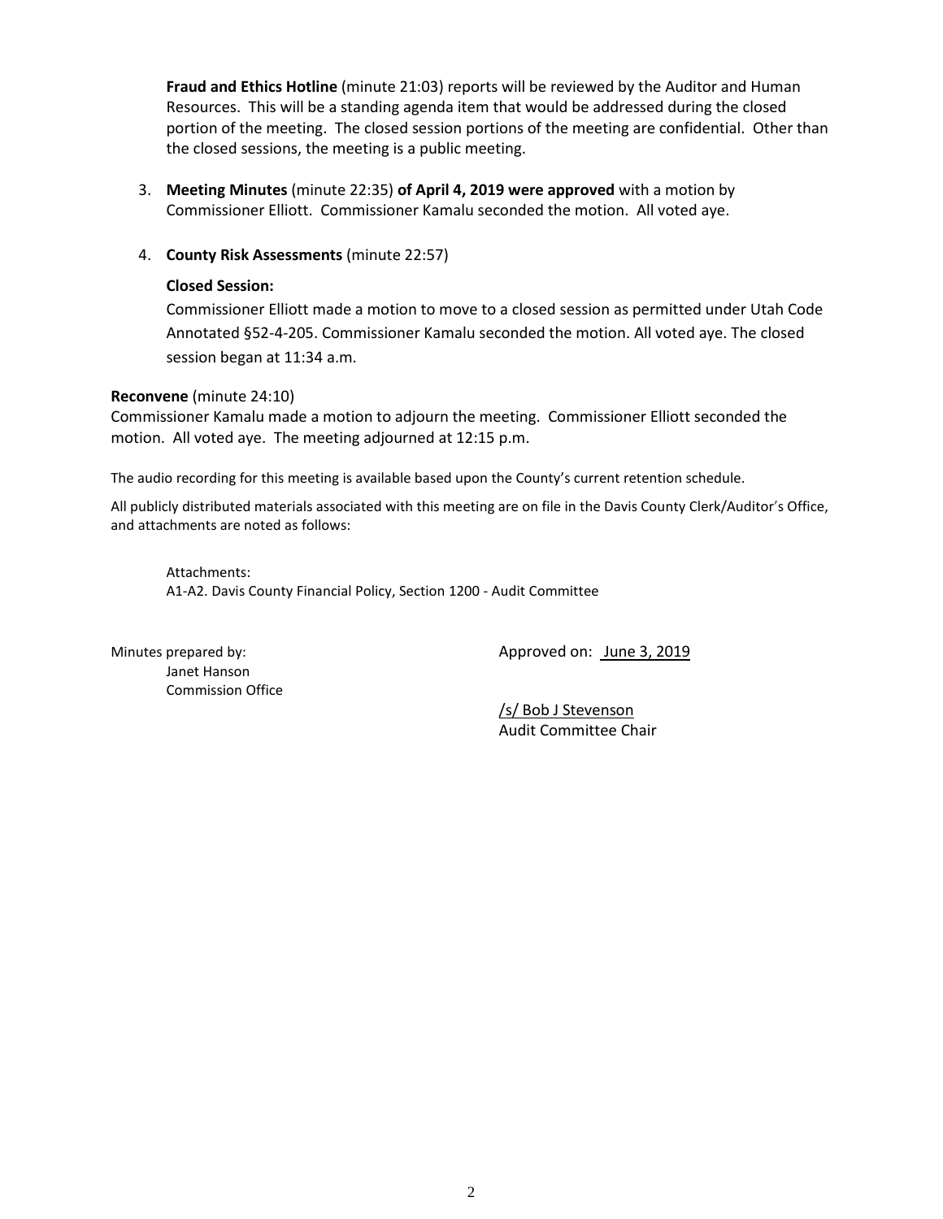**Fraud and Ethics Hotline** (minute 21:03) reports will be reviewed by the Auditor and Human Resources. This will be a standing agenda item that would be addressed during the closed portion of the meeting. The closed session portions of the meeting are confidential. Other than the closed sessions, the meeting is a public meeting.

3. **Meeting Minutes** (minute 22:35) **of April 4, 2019 were approved** with a motion by Commissioner Elliott. Commissioner Kamalu seconded the motion. All voted aye.

4. **County Risk Assessments** (minute 22:57)

   **Closed Session:**

   Commissioner Elliott made a motion to move to a closed session as permitted under Utah Code Annotated §52-4-205. Commissioner Kamalu seconded the motion. All voted aye. The closed session began at 11:34 a.m.

**Reconvene** (minute 24:10)

Commissioner Kamalu made a motion to adjourn the meeting. Commissioner Elliott seconded the motion. All voted aye. The meeting adjourned at 12:15 p.m.

The audio recording for this meeting is available based upon the County's current retention schedule.

All publicly distributed materials associated with this meeting are on file in the Davis County Clerk/Auditor's Office, and attachments are noted as follows:

Attachments:
A1-A2. Davis County Financial Policy, Section 1200 - Audit Committee

Minutes prepared by:
Janet Hanson
Commission Office

Approved on: June 3, 2019

/s/ Bob J Stevenson
Audit Committee Chair